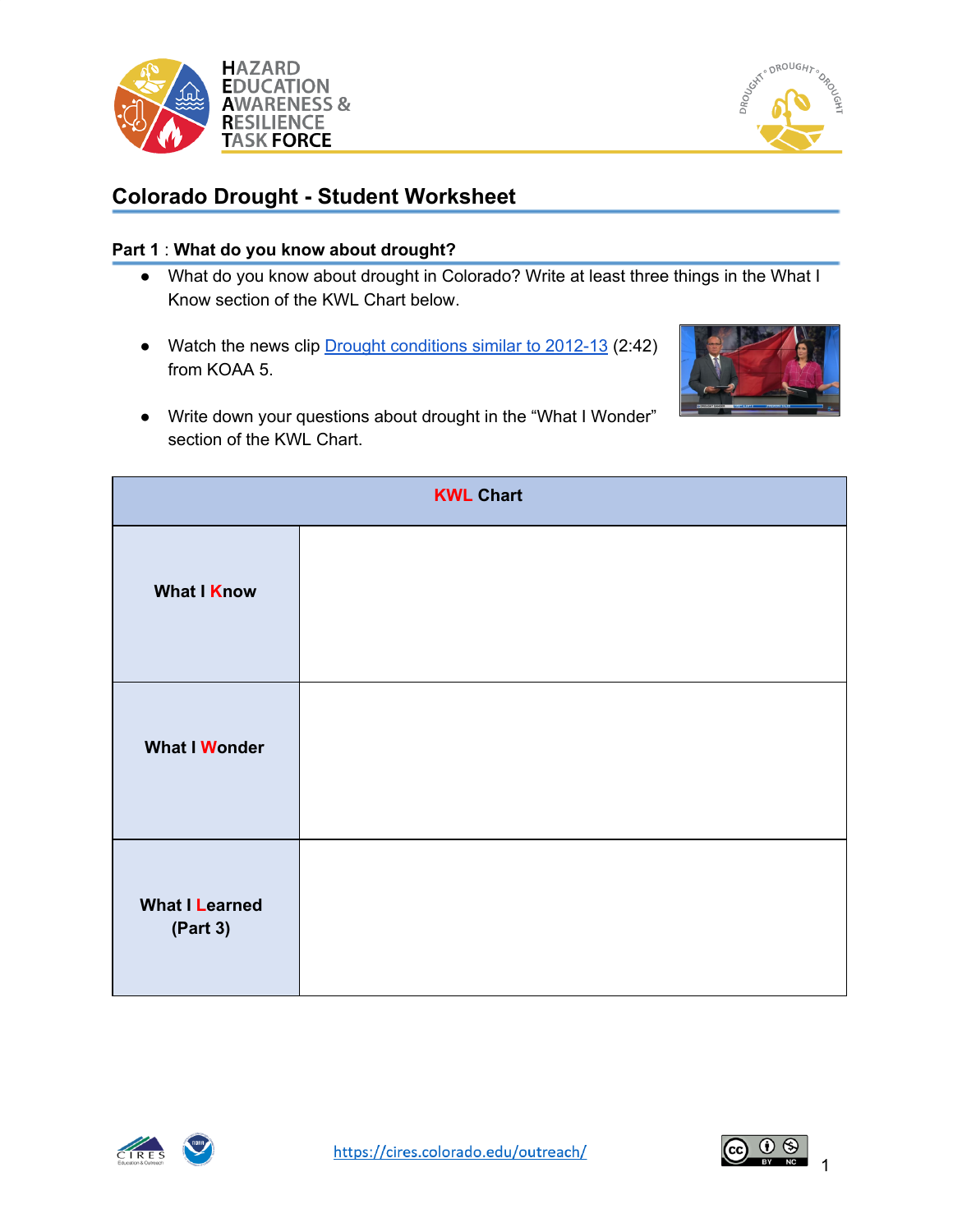# Colorado Drought - Student Worksheet

## Part 1 : What do you know about drought?

- What do you know about drought in Colorado? Write at least three things in the What I Know section of the KWL Chart below.
- Watch the news clip [Drought conditions similar to 2012-13](https://cires.colorado.edu/outreach/) (2:42) from KOAA 5.
- Write down your questions about drought in the "What I Wonder" section of the KWL Chart.

| KWL Chart | |
|---|---|
| **What I Know** | |
| **What I Wonder** | |
| **What I Learned (Part 3)** | |

https://cires.colorado.edu/outreach/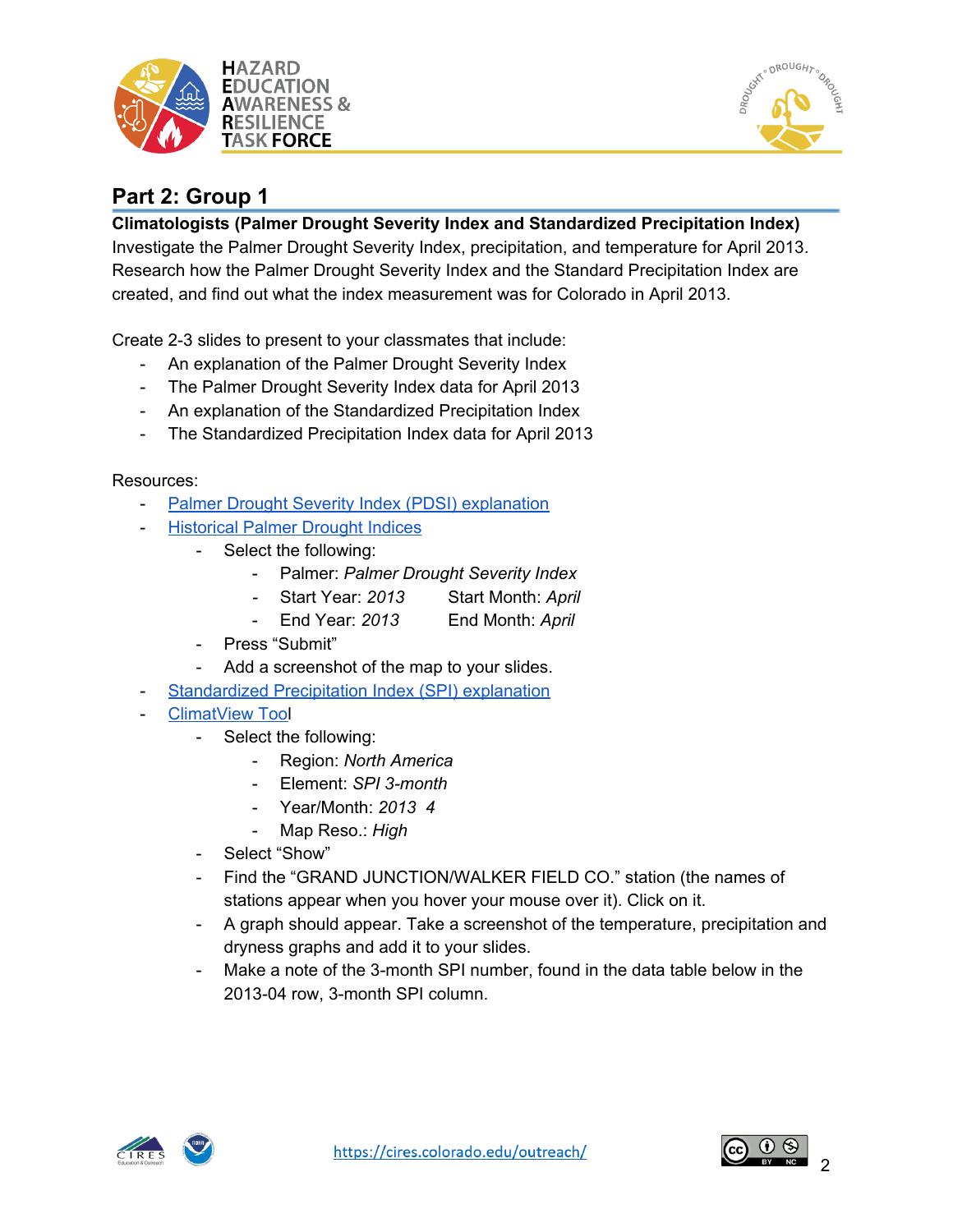## Part 2: Group 1

**Climatologists (Palmer Drought Severity Index and Standardized Precipitation Index)**
Investigate the Palmer Drought Severity Index, precipitation, and temperature for April 2013. Research how the Palmer Drought Severity Index and the Standard Precipitation Index are created, and find out what the index measurement was for Colorado in April 2013.

Create 2-3 slides to present to your classmates that include:

- An explanation of the Palmer Drought Severity Index
- The Palmer Drought Severity Index data for April 2013
- An explanation of the Standardized Precipitation Index
- The Standardized Precipitation Index data for April 2013

Resources:

- Palmer Drought Severity Index (PDSI) explanation
- Historical Palmer Drought Indices
    - Select the following:
        - Palmer: *Palmer Drought Severity Index*
        - Start Year: *2013* Start Month: *April*
        - End Year: *2013* End Month: *April*
    - Press "Submit"
    - Add a screenshot of the map to your slides.
- Standardized Precipitation Index (SPI) explanation
- ClimatView Tool
    - Select the following:
        - Region: *North America*
        - Element: *SPI 3-month*
        - Year/Month: *2013 4*
        - Map Reso.: *High*
    - Select "Show"
    - Find the "GRAND JUNCTION/WALKER FIELD CO." station (the names of stations appear when you hover your mouse over it). Click on it.
    - A graph should appear. Take a screenshot of the temperature, precipitation and dryness graphs and add it to your slides.
    - Make a note of the 3-month SPI number, found in the data table below in the 2013-04 row, 3-month SPI column.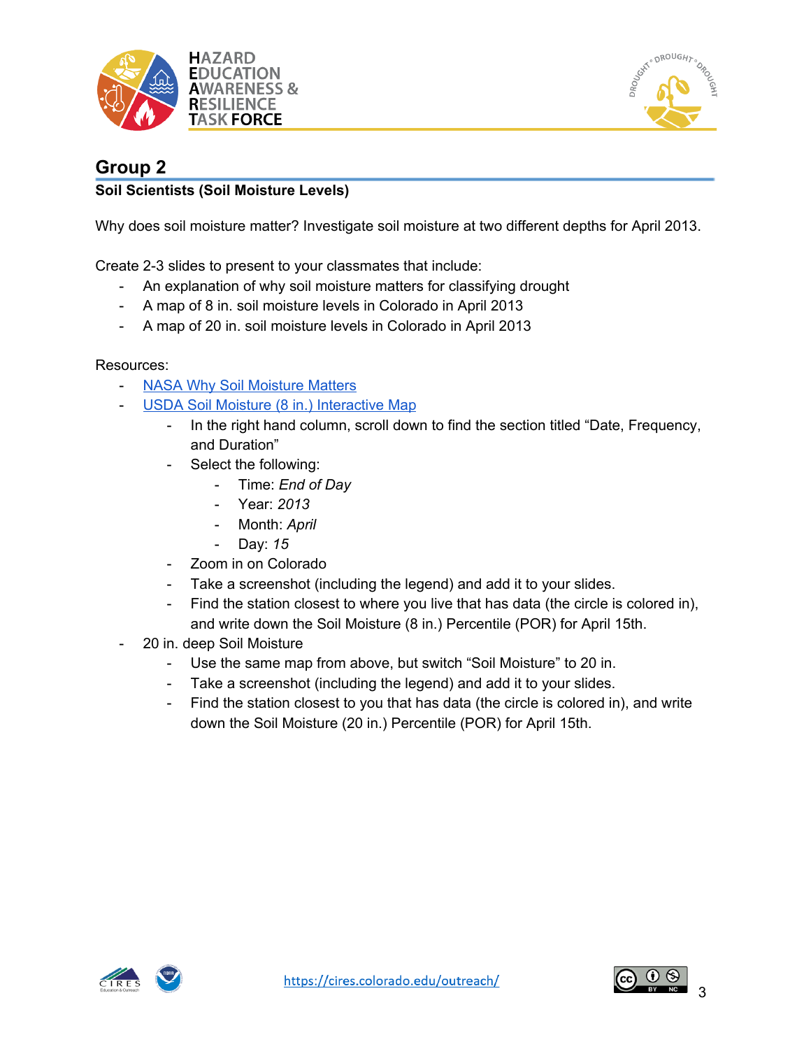## Group 2

**Soil Scientists (Soil Moisture Levels)**

Why does soil moisture matter? Investigate soil moisture at two different depths for April 2013.

Create 2-3 slides to present to your classmates that include:

- An explanation of why soil moisture matters for classifying drought
- A map of 8 in. soil moisture levels in Colorado in April 2013
- A map of 20 in. soil moisture levels in Colorado in April 2013

Resources:

- NASA Why Soil Moisture Matters
- USDA Soil Moisture (8 in.) Interactive Map
    - In the right hand column, scroll down to find the section titled "Date, Frequency, and Duration"
    - Select the following:
        - Time: *End of Day*
        - Year: *2013*
        - Month: *April*
        - Day: *15*
    - Zoom in on Colorado
    - Take a screenshot (including the legend) and add it to your slides.
    - Find the station closest to where you live that has data (the circle is colored in), and write down the Soil Moisture (8 in.) Percentile (POR) for April 15th.
- 20 in. deep Soil Moisture
    - Use the same map from above, but switch "Soil Moisture" to 20 in.
    - Take a screenshot (including the legend) and add it to your slides.
    - Find the station closest to you that has data (the circle is colored in), and write down the Soil Moisture (20 in.) Percentile (POR) for April 15th.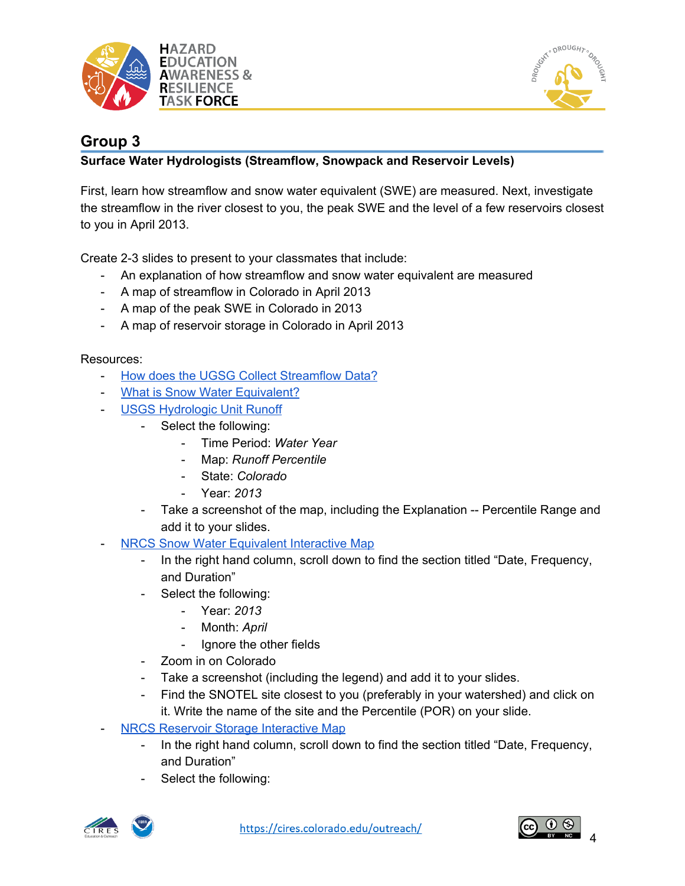## Group 3

**Surface Water Hydrologists (Streamflow, Snowpack and Reservoir Levels)**

First, learn how streamflow and snow water equivalent (SWE) are measured. Next, investigate the streamflow in the river closest to you, the peak SWE and the level of a few reservoirs closest to you in April 2013.

Create 2-3 slides to present to your classmates that include:

- An explanation of how streamflow and snow water equivalent are measured
- A map of streamflow in Colorado in April 2013
- A map of the peak SWE in Colorado in 2013
- A map of reservoir storage in Colorado in April 2013

Resources:

- How does the UGSG Collect Streamflow Data?
- What is Snow Water Equivalent?
- USGS Hydrologic Unit Runoff
  - Select the following:
    - Time Period: *Water Year*
    - Map: *Runoff Percentile*
    - State: *Colorado*
    - Year: *2013*
  - Take a screenshot of the map, including the Explanation -- Percentile Range and add it to your slides.
- NRCS Snow Water Equivalent Interactive Map
  - In the right hand column, scroll down to find the section titled "Date, Frequency, and Duration"
  - Select the following:
    - Year: *2013*
    - Month: *April*
    - Ignore the other fields
  - Zoom in on Colorado
  - Take a screenshot (including the legend) and add it to your slides.
  - Find the SNOTEL site closest to you (preferably in your watershed) and click on it. Write the name of the site and the Percentile (POR) on your slide.
- NRCS Reservoir Storage Interactive Map
  - In the right hand column, scroll down to find the section titled "Date, Frequency, and Duration"
  - Select the following: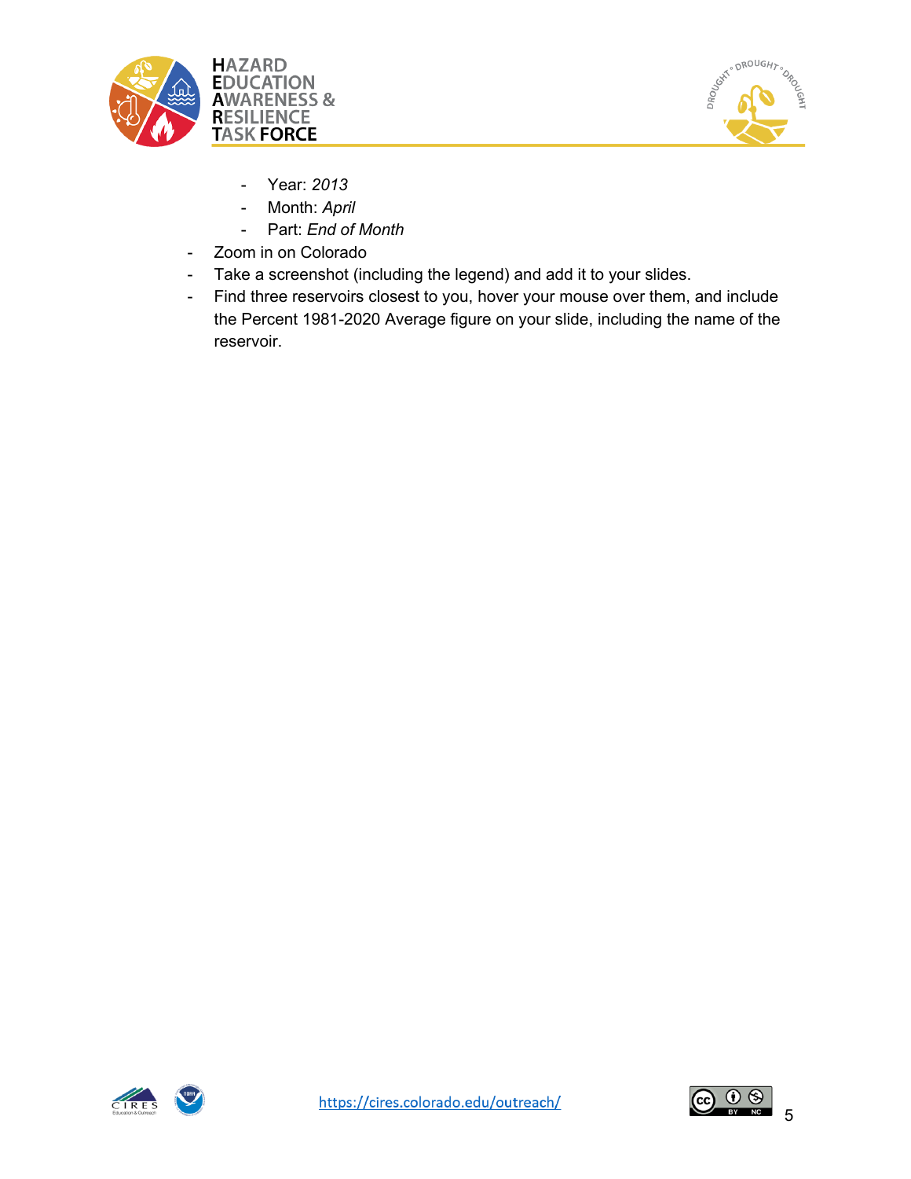- Year: *2013*
    - Month: *April*
    - Part: *End of Month*
- Zoom in on Colorado
- Take a screenshot (including the legend) and add it to your slides.
- Find three reservoirs closest to you, hover your mouse over them, and include the Percent 1981-2020 Average figure on your slide, including the name of the reservoir.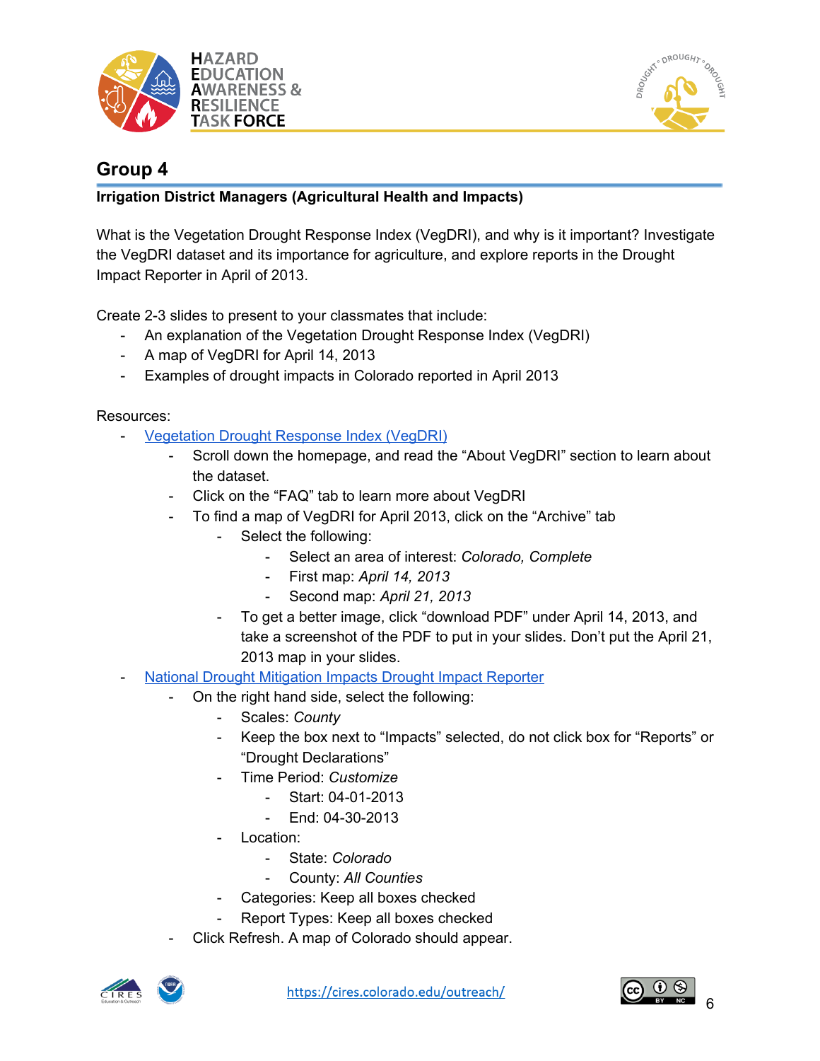## Group 4

**Irrigation District Managers (Agricultural Health and Impacts)**

What is the Vegetation Drought Response Index (VegDRI), and why is it important? Investigate the VegDRI dataset and its importance for agriculture, and explore reports in the Drought Impact Reporter in April of 2013.

Create 2-3 slides to present to your classmates that include:

- An explanation of the Vegetation Drought Response Index (VegDRI)
- A map of VegDRI for April 14, 2013
- Examples of drought impacts in Colorado reported in April 2013

Resources:

- Vegetation Drought Response Index (VegDRI)
    - Scroll down the homepage, and read the "About VegDRI" section to learn about the dataset.
    - Click on the "FAQ" tab to learn more about VegDRI
    - To find a map of VegDRI for April 2013, click on the "Archive" tab
        - Select the following:
            - Select an area of interest: *Colorado, Complete*
            - First map: *April 14, 2013*
            - Second map: *April 21, 2013*
        - To get a better image, click "download PDF" under April 14, 2013, and take a screenshot of the PDF to put in your slides. Don't put the April 21, 2013 map in your slides.
- National Drought Mitigation Impacts Drought Impact Reporter
    - On the right hand side, select the following:
        - Scales: *County*
        - Keep the box next to "Impacts" selected, do not click box for "Reports" or "Drought Declarations"
        - Time Period: *Customize*
            - Start: 04-01-2013
            - End: 04-30-2013
        - Location:
            - State: *Colorado*
            - County: *All Counties*
        - Categories: Keep all boxes checked
        - Report Types: Keep all boxes checked
    - Click Refresh. A map of Colorado should appear.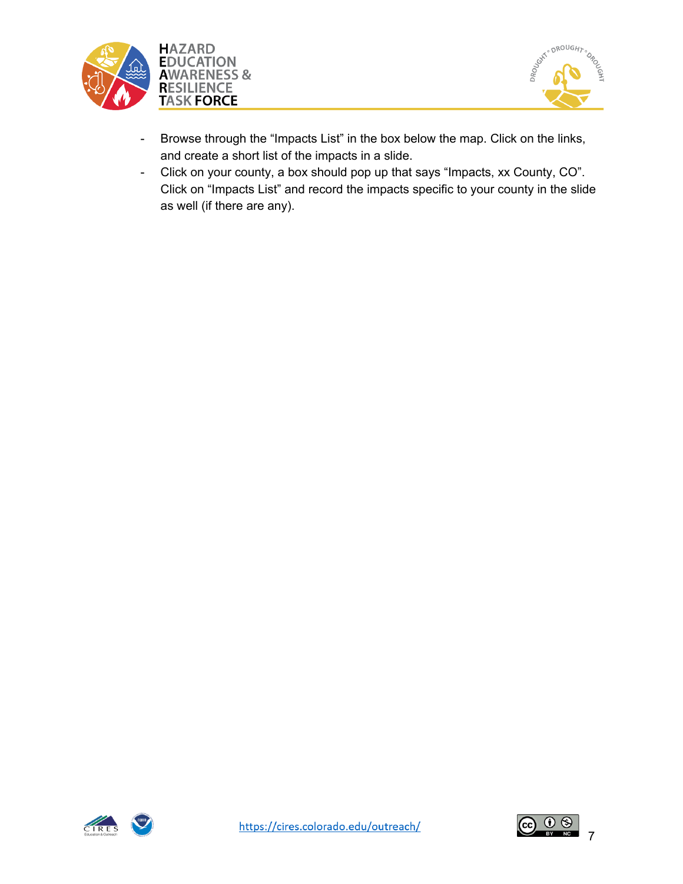- Browse through the “Impacts List” in the box below the map. Click on the links, and create a short list of the impacts in a slide.
- Click on your county, a box should pop up that says “Impacts, xx County, CO”. Click on “Impacts List” and record the impacts specific to your county in the slide as well (if there are any).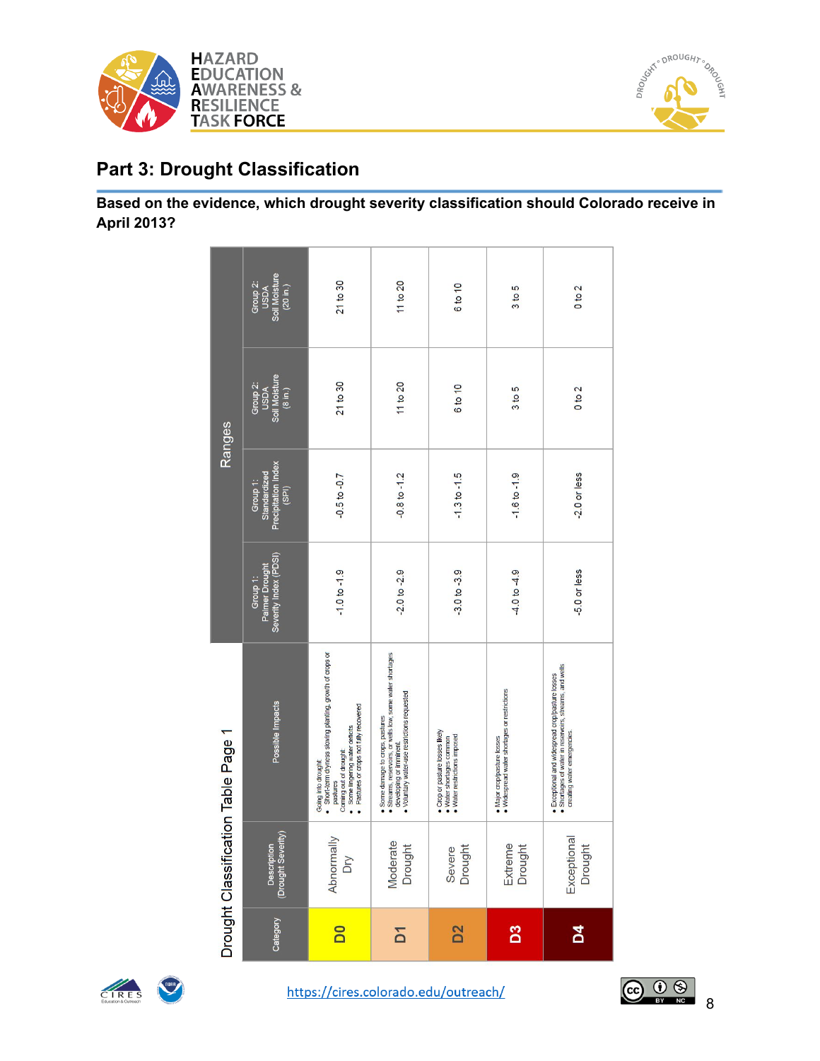## Part 3: Drought Classification

**Based on the evidence, which drought severity classification should Colorado receive in April 2013?**

### Drought Classification Table Page 1

| Category | Description (Drought Severity) | Possible Impacts | Ranges | | | |
|---|---|---|---|---|---|---|
| | | | Group 1: Palmer Drought Severity Index (PDSI) | Group 1: Standardized Precipitation Index (SPI) | Group 2: USDA Soil Moisture (8 in.) | Group 2: USDA Soil Moisture (20 in.) |
| D0 | Abnormally Dry | Going into drought: • Short-term dryness slowing planting, growth of crops or pastures. Coming out of drought: • Some lingering water deficits • Pastures or crops not fully recovered | -1.0 to -1.9 | -0.5 to -0.7 | 21 to 30 | 21 to 30 |
| D1 | Moderate Drought | • Some damage to crops, pastures • Streams, reservoirs, or wells low, some water shortages developing or imminent. • Voluntary water-use restrictions requested | -2.0 to -2.9 | -0.8 to -1.2 | 11 to 20 | 11 to 20 |
| D2 | Severe Drought | • Crop or pasture losses likely • Water shortages common • Water restrictions imposed | -3.0 to -3.9 | -1.3 to -1.5 | 6 to 10 | 6 to 10 |
| D3 | Extreme Drought | • Major crop/pasture losses • Widespread water shortages or restrictions | -4.0 to -4.9 | -1.6 to -1.9 | 3 to 5 | 3 to 5 |
| D4 | Exceptional Drought | • Exceptional and widespread crop/pasture losses • Shortages of water in reservoirs, streams, and wells creating water emergencies. | -5.0 or less | -2.0 or less | 0 to 2 | 0 to 2 |

https://cires.colorado.edu/outreach/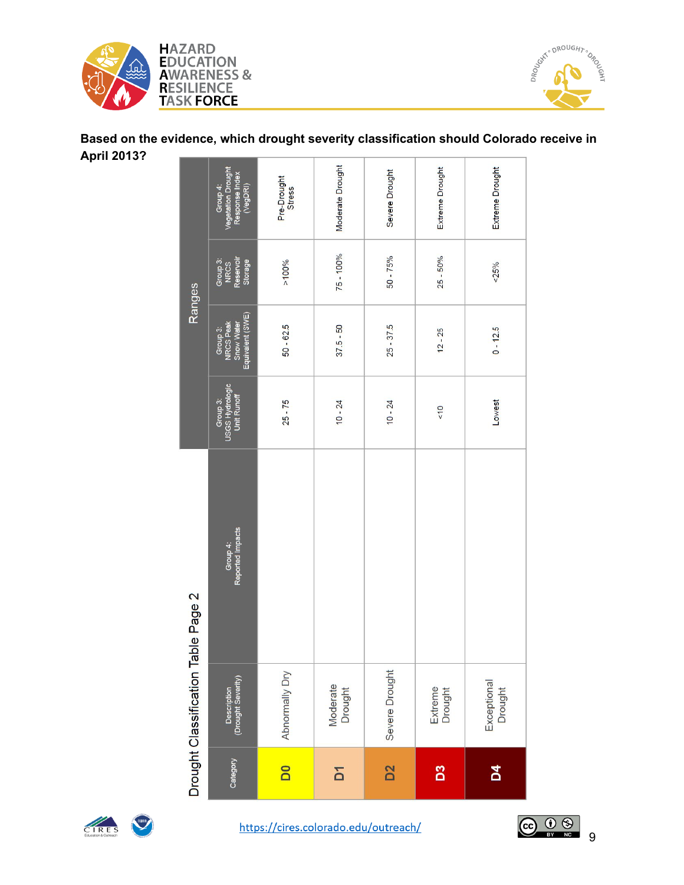**Based on the evidence, which drought severity classification should Colorado receive in April 2013?**

## Drought Classification Table Page 2

| Category | Description (Drought Severity) | Group 4: Reported Impacts | Ranges | | | | |
|---|---|---|---|---|---|---|---|
| | | | Group 3: USGS Hydrologic Unit Runoff | Group 3: NRCS Peak Snow Water Equivalent (SWE) | Group 3: NRCS Reservoir Storage | Group 4: Vegetation Drought Response Index (VegDRI) |
| D0 | Abnormally Dry | | 25 - 75 | 50 - 62.5 | >100% | Pre-Drought Stress |
| D1 | Moderate Drought | | 10 - 24 | 37.5 - 50 | 75 - 100% | Moderate Drought |
| D2 | Severe Drought | | 10 - 24 | 25 - 37.5 | 50 - 75% | Severe Drought |
| D3 | Extreme Drought | | <10 | 12 - 25 | 25 - 50% | Extreme Drought |
| D4 | Exceptional Drought | | Lowest | 0 - 12.5 | <25% | Extreme Drought |

https://cires.colorado.edu/outreach/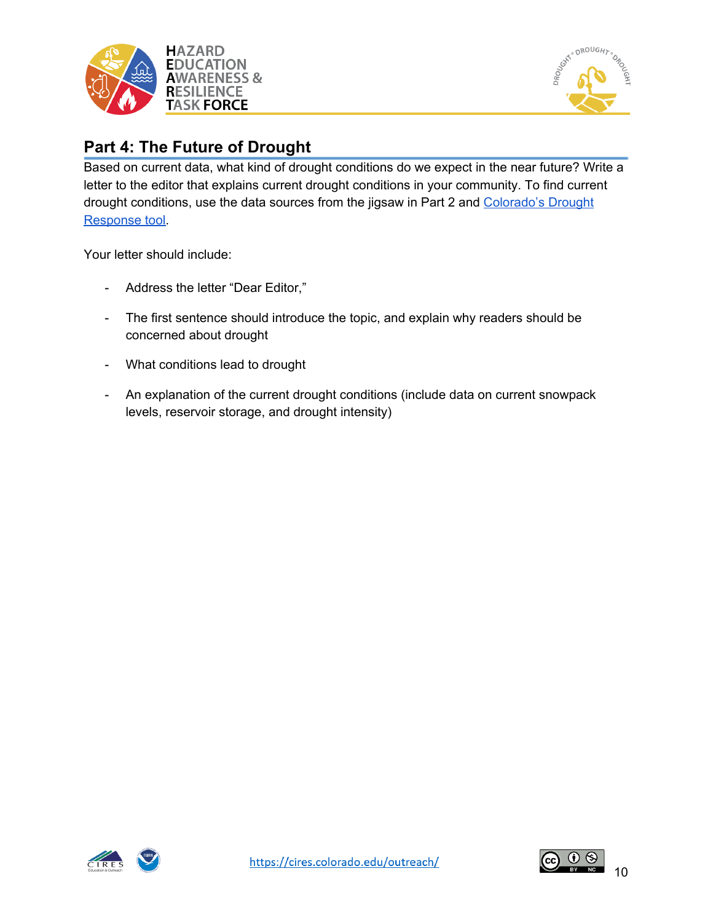## Part 4: The Future of Drought

Based on current data, what kind of drought conditions do we expect in the near future? Write a letter to the editor that explains current drought conditions in your community. To find current drought conditions, use the data sources from the jigsaw in Part 2 and Colorado's Drought Response tool.

Your letter should include:

- Address the letter "Dear Editor,"
- The first sentence should introduce the topic, and explain why readers should be concerned about drought
- What conditions lead to drought
- An explanation of the current drought conditions (include data on current snowpack levels, reservoir storage, and drought intensity)